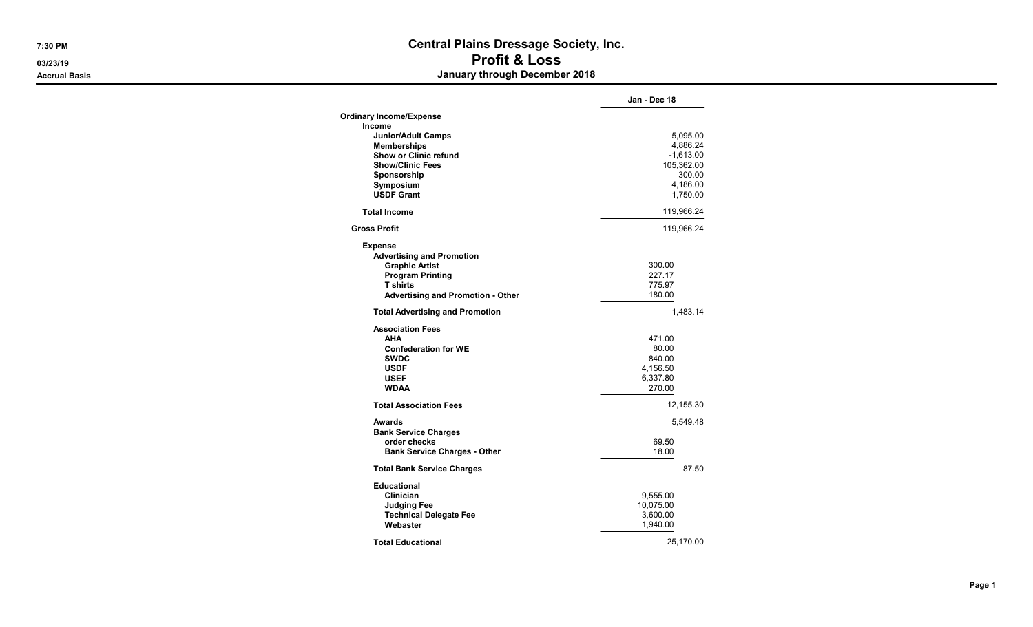# Central Plains Dressage Society, Inc.

## Profit & Loss

### January through December 2018

7:30 PM
03/23/19
Accrual Basis

| | | Jan - Dec 18 |
|---|---|---|
| **Ordinary Income/Expense** | | |
| **Income** | | |
| **Junior/Adult Camps** | | 5,095.00 |
| **Memberships** | | 4,886.24 |
| **Show or Clinic refund** | | -1,613.00 |
| **Show/Clinic Fees** | | 105,362.00 |
| **Sponsorship** | | 300.00 |
| **Symposium** | | 4,186.00 |
| **USDF Grant** | | 1,750.00 |
| **Total Income** | | 119,966.24 |
| **Gross Profit** | | 119,966.24 |
| **Expense** | | |
| **Advertising and Promotion** | | |
| **Graphic Artist** | 300.00 | |
| **Program Printing** | 227.17 | |
| **T shirts** | 775.97 | |
| **Advertising and Promotion - Other** | 180.00 | |
| **Total Advertising and Promotion** | | 1,483.14 |
| **Association Fees** | | |
| **AHA** | 471.00 | |
| **Confederation for WE** | 80.00 | |
| **SWDC** | 840.00 | |
| **USDF** | 4,156.50 | |
| **USEF** | 6,337.80 | |
| **WDAA** | 270.00 | |
| **Total Association Fees** | | 12,155.30 |
| **Awards** | | 5,549.48 |
| **Bank Service Charges** | | |
| **order checks** | 69.50 | |
| **Bank Service Charges - Other** | 18.00 | |
| **Total Bank Service Charges** | | 87.50 |
| **Educational** | | |
| **Clinician** | 9,555.00 | |
| **Judging Fee** | 10,075.00 | |
| **Technical Delegate Fee** | 3,600.00 | |
| **Webaster** | 1,940.00 | |
| **Total Educational** | | 25,170.00 |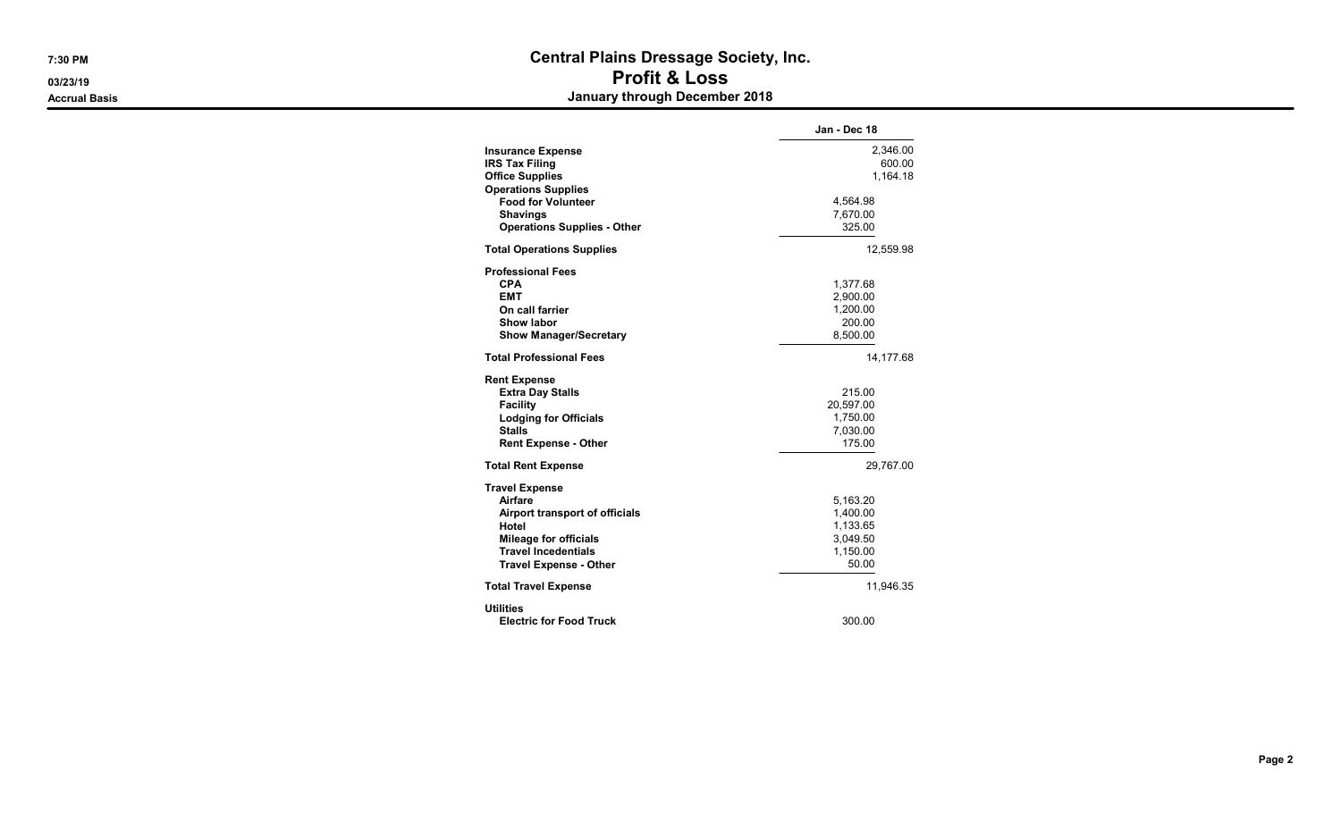# Central Plains Dressage Society, Inc.
## Profit & Loss
### January through December 2018

Accrual Basis

| | | Jan - Dec 18 |
|---|---|---|
| **Insurance Expense** | | 2,346.00 |
| **IRS Tax Filing** | | 600.00 |
| **Office Supplies** | | 1,164.18 |
| **Operations Supplies** | | |
| **Food for Volunteer** | 4,564.98 | |
| **Shavings** | 7,670.00 | |
| **Operations Supplies - Other** | 325.00 | |
| **Total Operations Supplies** | | 12,559.98 |
| **Professional Fees** | | |
| **CPA** | 1,377.68 | |
| **EMT** | 2,900.00 | |
| **On call farrier** | 1,200.00 | |
| **Show labor** | 200.00 | |
| **Show Manager/Secretary** | 8,500.00 | |
| **Total Professional Fees** | | 14,177.68 |
| **Rent Expense** | | |
| **Extra Day Stalls** | 215.00 | |
| **Facility** | 20,597.00 | |
| **Lodging for Officials** | 1,750.00 | |
| **Stalls** | 7,030.00 | |
| **Rent Expense - Other** | 175.00 | |
| **Total Rent Expense** | | 29,767.00 |
| **Travel Expense** | | |
| **Airfare** | 5,163.20 | |
| **Airport transport of officials** | 1,400.00 | |
| **Hotel** | 1,133.65 | |
| **Mileage for officials** | 3,049.50 | |
| **Travel Incedentials** | 1,150.00 | |
| **Travel Expense - Other** | 50.00 | |
| **Total Travel Expense** | | 11,946.35 |
| **Utilities** | | |
| **Electric for Food Truck** | 300.00 | |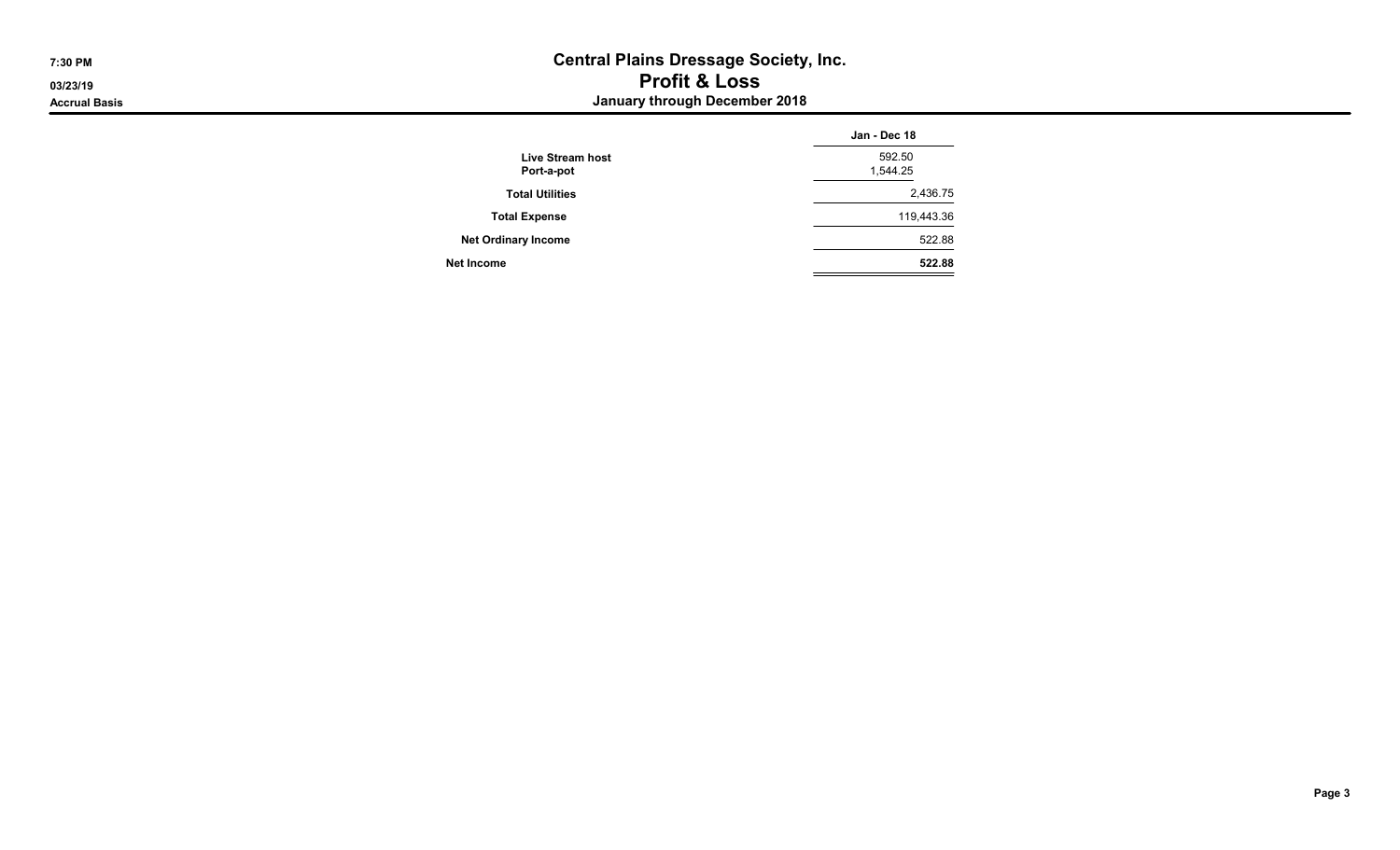# Central Plains Dressage Society, Inc.
## Profit & Loss
### January through December 2018

7:30 PM
03/23/19
Accrual Basis

| | Jan - Dec 18 | |
|---|---|---|
| Live Stream host | 592.50 | |
| Port-a-pot | 1,544.25 | |
| **Total Utilities** | | 2,436.75 |
| **Total Expense** | | 119,443.36 |
| **Net Ordinary Income** | | 522.88 |
| **Net Income** | | **522.88** |